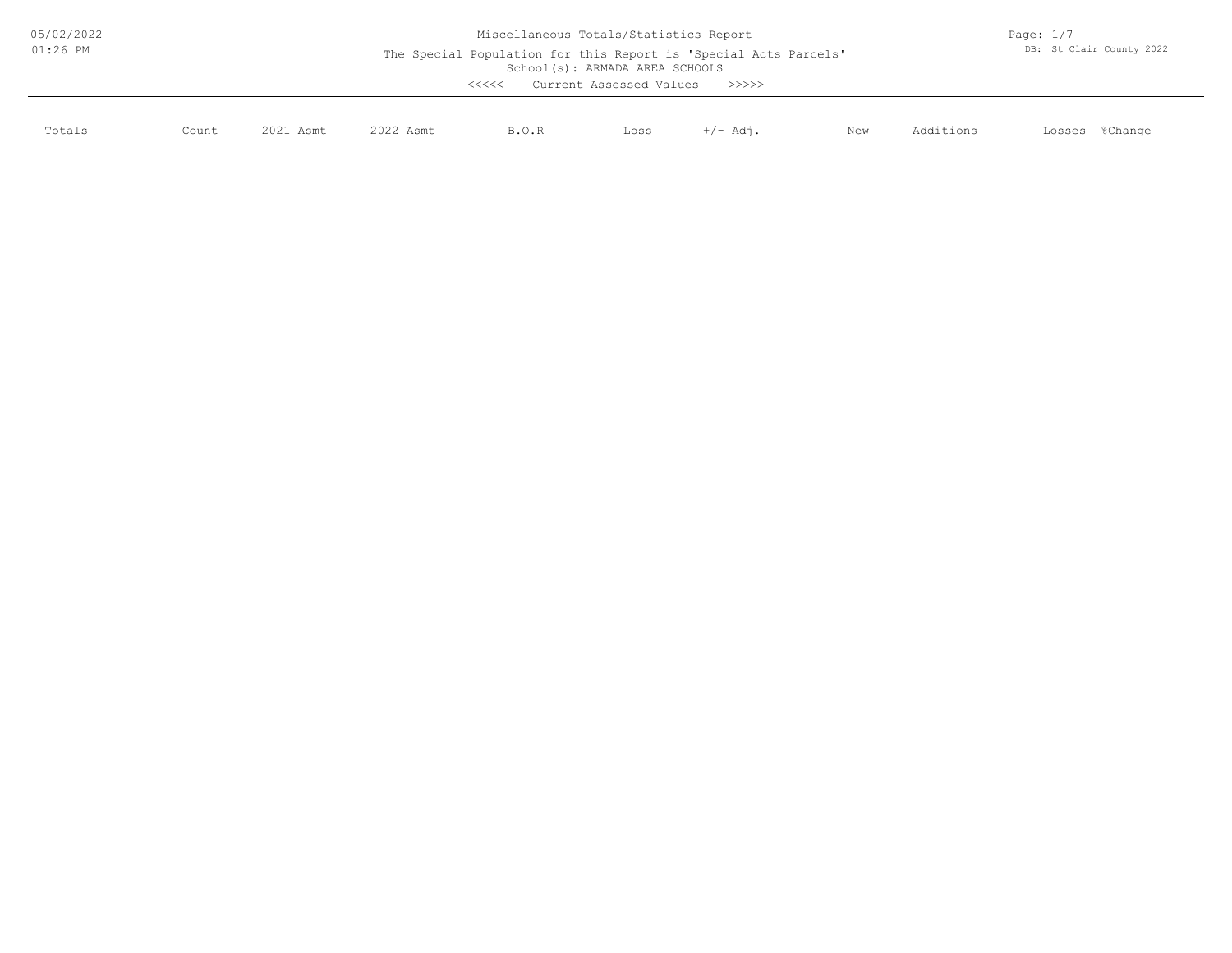# Miscellaneous Totals/Statistics Report

The Special Population for this Report is 'Special Acts Parcels'

School(s): ARMADA AREA SCHOOLS

<<<<< Current Assessed Values >>>>>

| Totals | Count | 2021 Asmt | 2022 Asmt | B.O.R | Loss | +/- Adj. | New | Additions | Losses | %Change |
|---|---|---|---|---|---|---|---|---|---|---|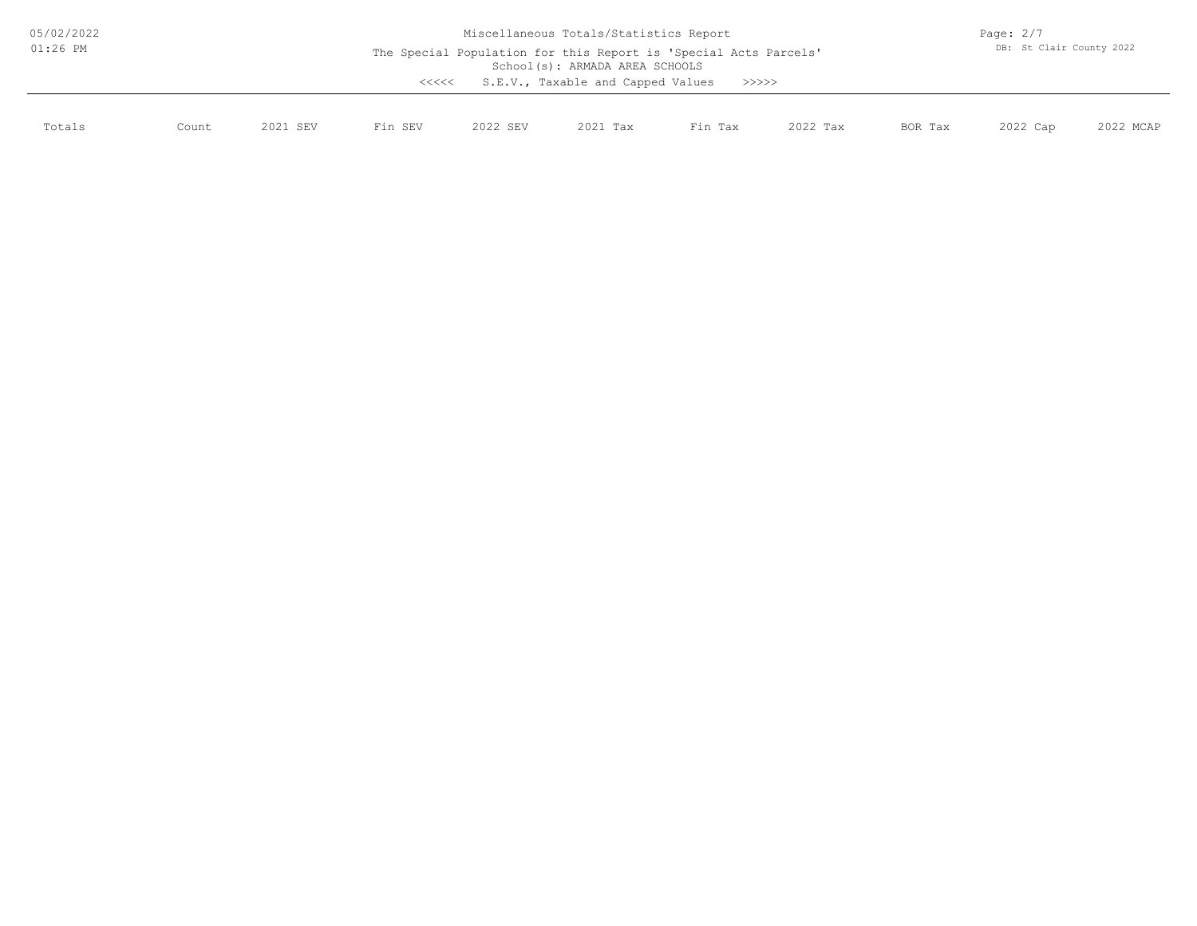# Miscellaneous Totals/Statistics Report

The Special Population for this Report is 'Special Acts Parcels'
School(s): ARMADA AREA SCHOOLS

<<<<< S.E.V., Taxable and Capped Values >>>>>

| Totals | Count | 2021 SEV | Fin SEV | 2022 SEV | 2021 Tax | Fin Tax | 2022 Tax | BOR Tax | 2022 Cap | 2022 MCAP |
|---|---|---|---|---|---|---|---|---|---|---|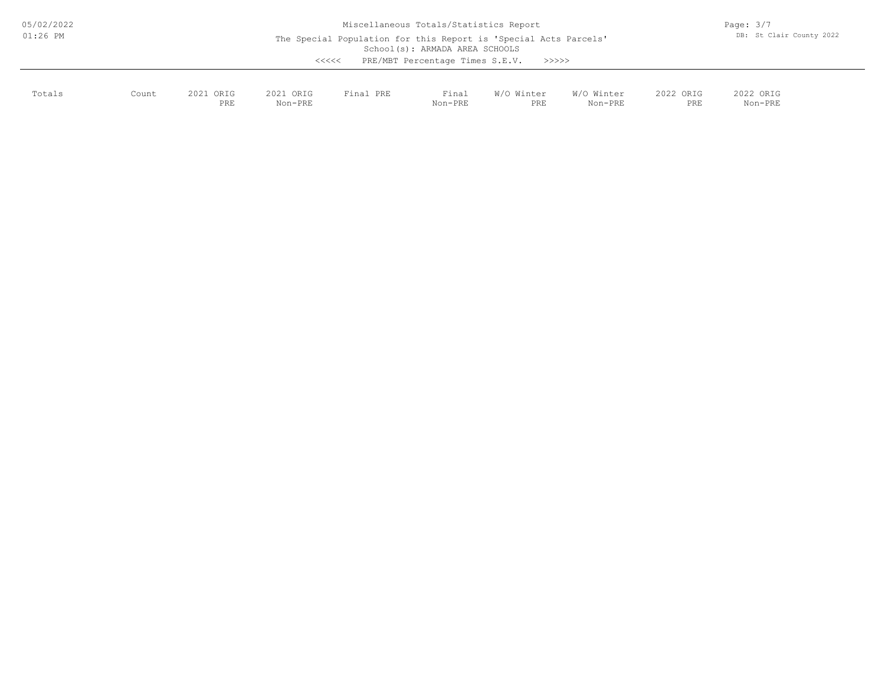Miscellaneous Totals/Statistics Report

The Special Population for this Report is 'Special Acts Parcels'

School(s): ARMADA AREA SCHOOLS

<<<<< PRE/MBT Percentage Times S.E.V. >>>>>

| Totals | Count | 2021 ORIG PRE | 2021 ORIG Non-PRE | Final PRE | Final Non-PRE | W/O Winter PRE | W/O Winter Non-PRE | 2022 ORIG PRE | 2022 ORIG Non-PRE |
|---|---|---|---|---|---|---|---|---|---|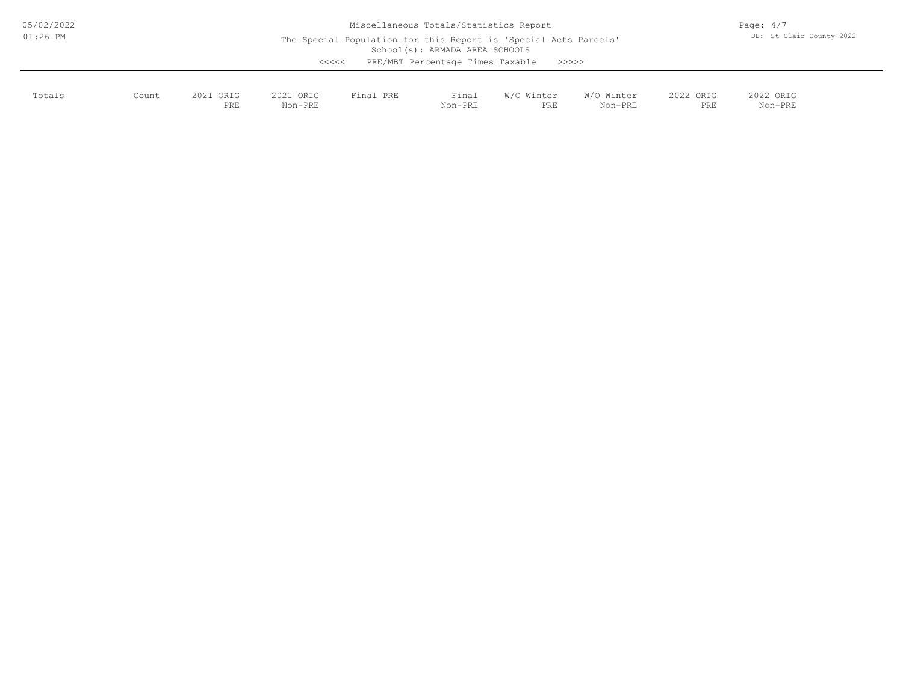Miscellaneous Totals/Statistics Report

The Special Population for this Report is 'Special Acts Parcels'

School(s): ARMADA AREA SCHOOLS

<<<<< PRE/MBT Percentage Times Taxable >>>>>

| Totals | Count | 2021 ORIG PRE | 2021 ORIG Non-PRE | Final PRE | Final Non-PRE | W/O Winter PRE | W/O Winter Non-PRE | 2022 ORIG PRE | 2022 ORIG Non-PRE |
|---|---|---|---|---|---|---|---|---|---|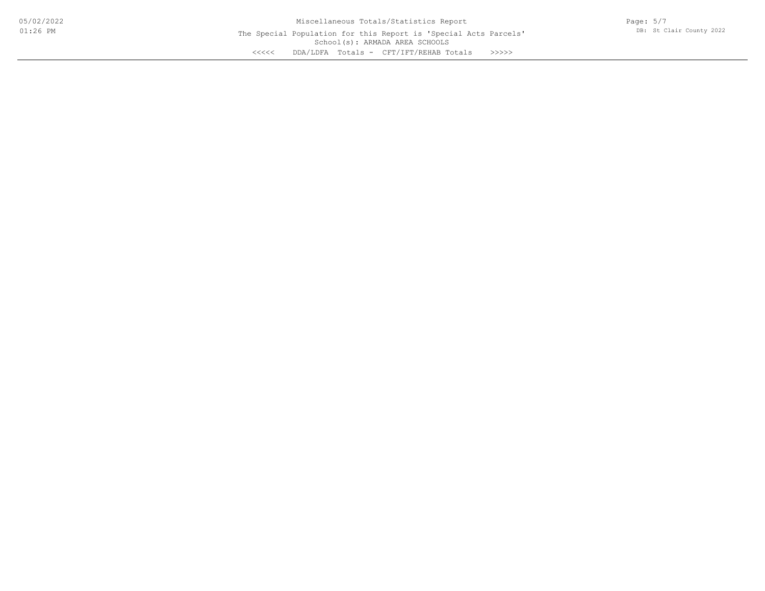Miscellaneous Totals/Statistics Report

The Special Population for this Report is 'Special Acts Parcels'

School(s): ARMADA AREA SCHOOLS

<<<<< DDA/LDFA Totals - CFT/IFT/REHAB Totals >>>>>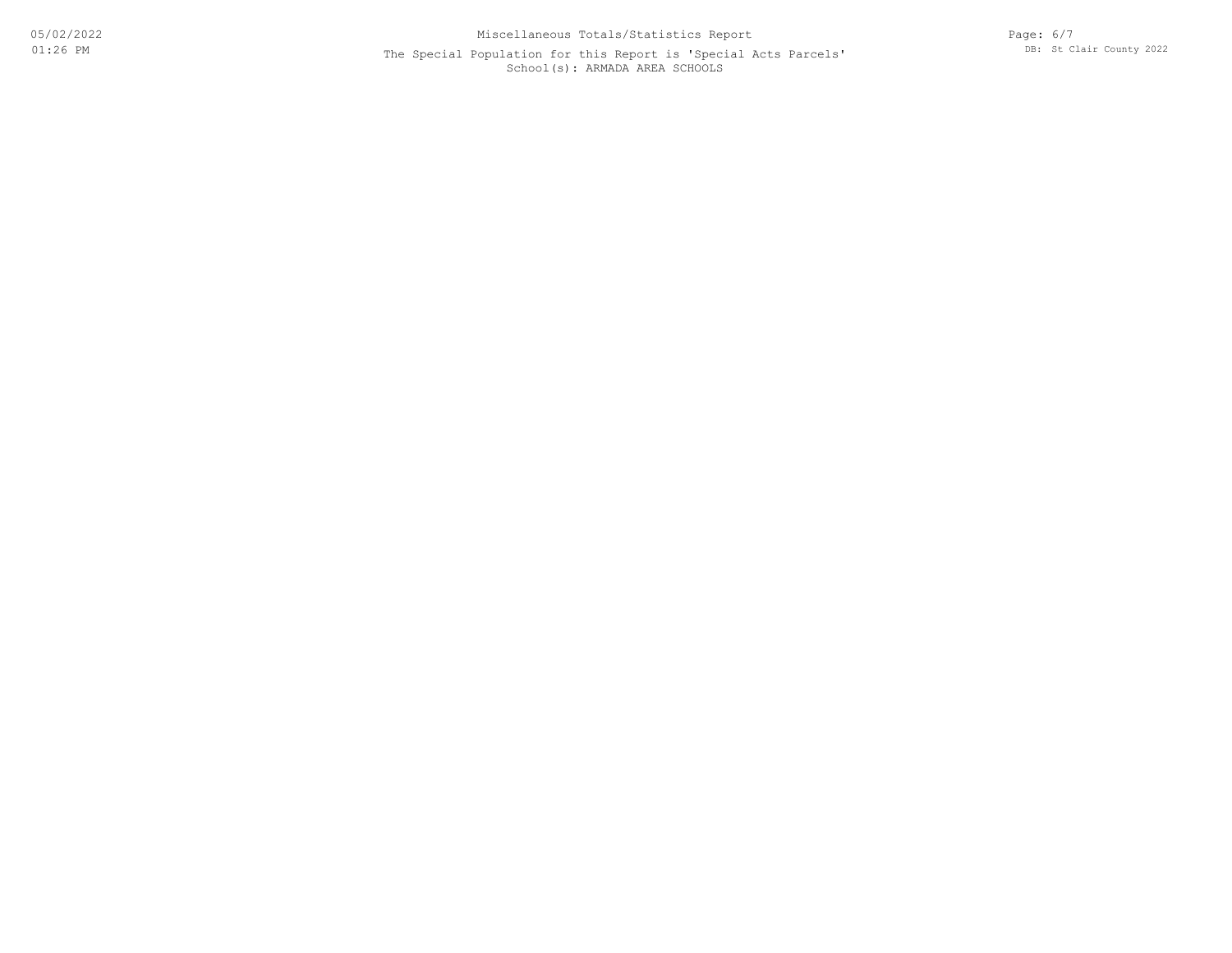Miscellaneous Totals/Statistics Report

The Special Population for this Report is 'Special Acts Parcels'

School(s): ARMADA AREA SCHOOLS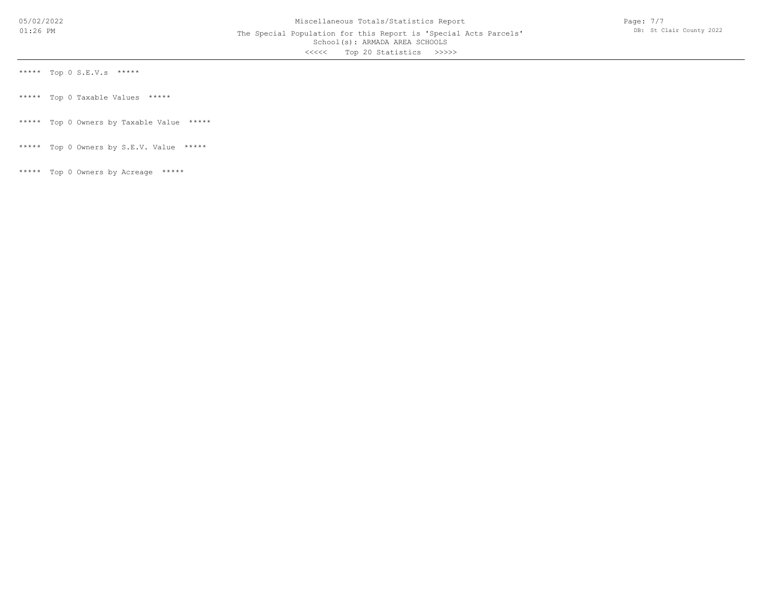Miscellaneous Totals/Statistics Report

The Special Population for this Report is 'Special Acts Parcels'

School(s): ARMADA AREA SCHOOLS

<<<<< Top 20 Statistics >>>>>

***** Top 0 S.E.V.s *****

***** Top 0 Taxable Values *****

***** Top 0 Owners by Taxable Value *****

***** Top 0 Owners by S.E.V. Value *****

***** Top 0 Owners by Acreage *****